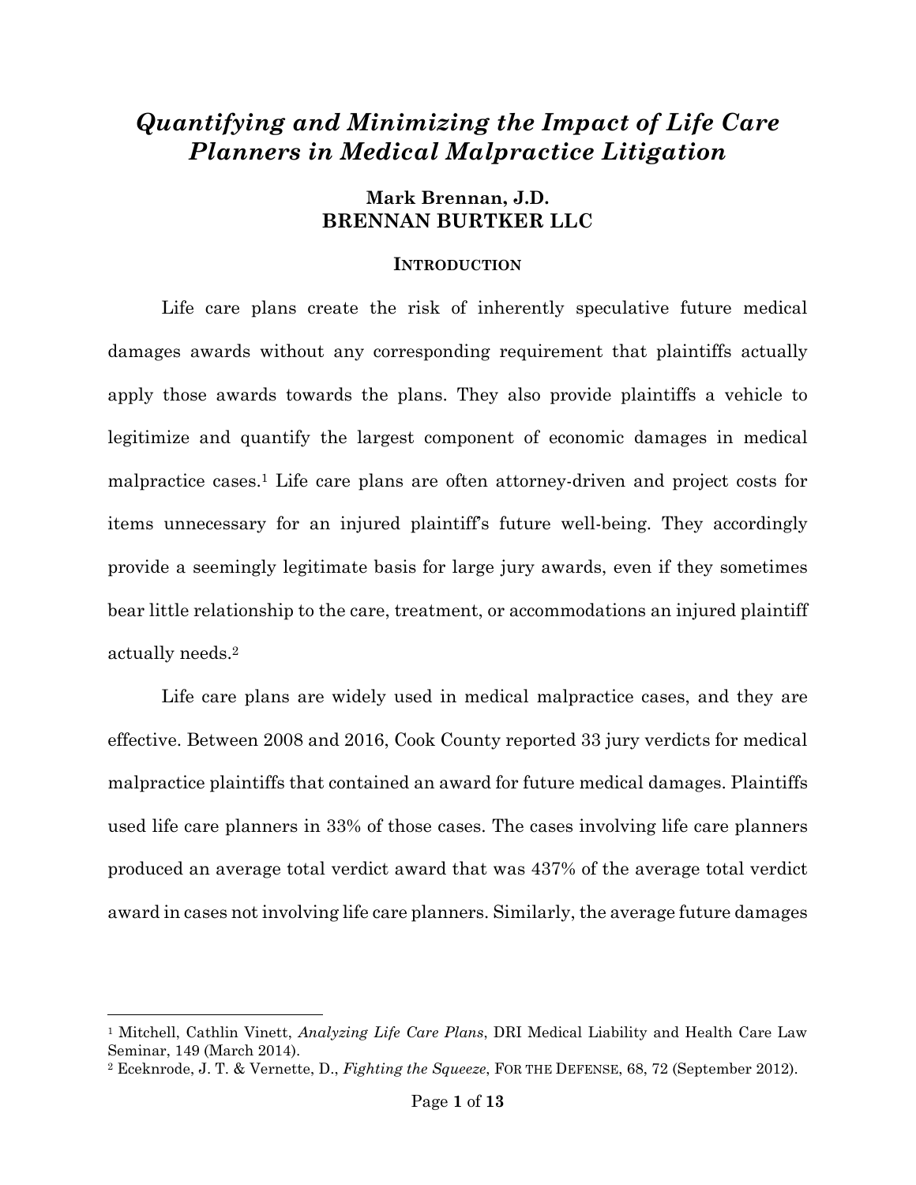# *Quantifying and Minimizing the Impact of Life Care Planners in Medical Malpractice Litigation*

**Mark Brennan, J.D.**
**BRENNAN BURTKER LLC**

## INTRODUCTION

Life care plans create the risk of inherently speculative future medical damages awards without any corresponding requirement that plaintiffs actually apply those awards towards the plans. They also provide plaintiffs a vehicle to legitimize and quantify the largest component of economic damages in medical malpractice cases.[1] Life care plans are often attorney-driven and project costs for items unnecessary for an injured plaintiff's future well-being. They accordingly provide a seemingly legitimate basis for large jury awards, even if they sometimes bear little relationship to the care, treatment, or accommodations an injured plaintiff actually needs.[2]

Life care plans are widely used in medical malpractice cases, and they are effective. Between 2008 and 2016, Cook County reported 33 jury verdicts for medical malpractice plaintiffs that contained an award for future medical damages. Plaintiffs used life care planners in 33% of those cases. The cases involving life care planners produced an average total verdict award that was 437% of the average total verdict award in cases not involving life care planners. Similarly, the average future damages

---

[1] Mitchell, Cathlin Vinett, *Analyzing Life Care Plans*, DRI Medical Liability and Health Care Law Seminar, 149 (March 2014).

[2] Eceknrode, J. T. & Vernette, D., *Fighting the Squeeze*, FOR THE DEFENSE, 68, 72 (September 2012).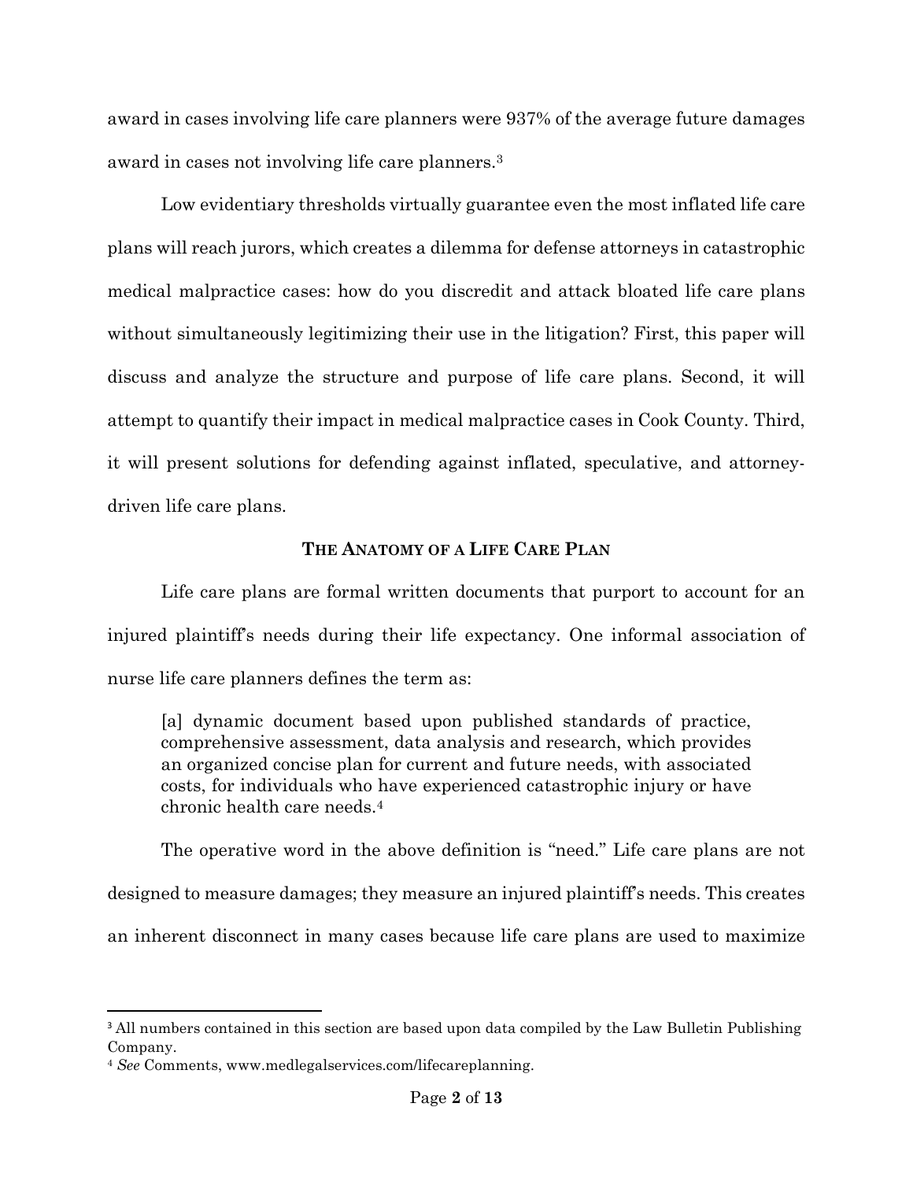award in cases involving life care planners were 937% of the average future damages award in cases not involving life care planners.[3]

Low evidentiary thresholds virtually guarantee even the most inflated life care plans will reach jurors, which creates a dilemma for defense attorneys in catastrophic medical malpractice cases: how do you discredit and attack bloated life care plans without simultaneously legitimizing their use in the litigation? First, this paper will discuss and analyze the structure and purpose of life care plans. Second, it will attempt to quantify their impact in medical malpractice cases in Cook County. Third, it will present solutions for defending against inflated, speculative, and attorney-driven life care plans.

## **The Anatomy of a Life Care Plan**

Life care plans are formal written documents that purport to account for an injured plaintiff's needs during their life expectancy. One informal association of nurse life care planners defines the term as:

> [a] dynamic document based upon published standards of practice, comprehensive assessment, data analysis and research, which provides an organized concise plan for current and future needs, with associated costs, for individuals who have experienced catastrophic injury or have chronic health care needs.[4]

The operative word in the above definition is "need." Life care plans are not designed to measure damages; they measure an injured plaintiff's needs. This creates an inherent disconnect in many cases because life care plans are used to maximize

---

[3] All numbers contained in this section are based upon data compiled by the Law Bulletin Publishing Company.

[4] *See* Comments, www.medlegalservices.com/lifecareplanning.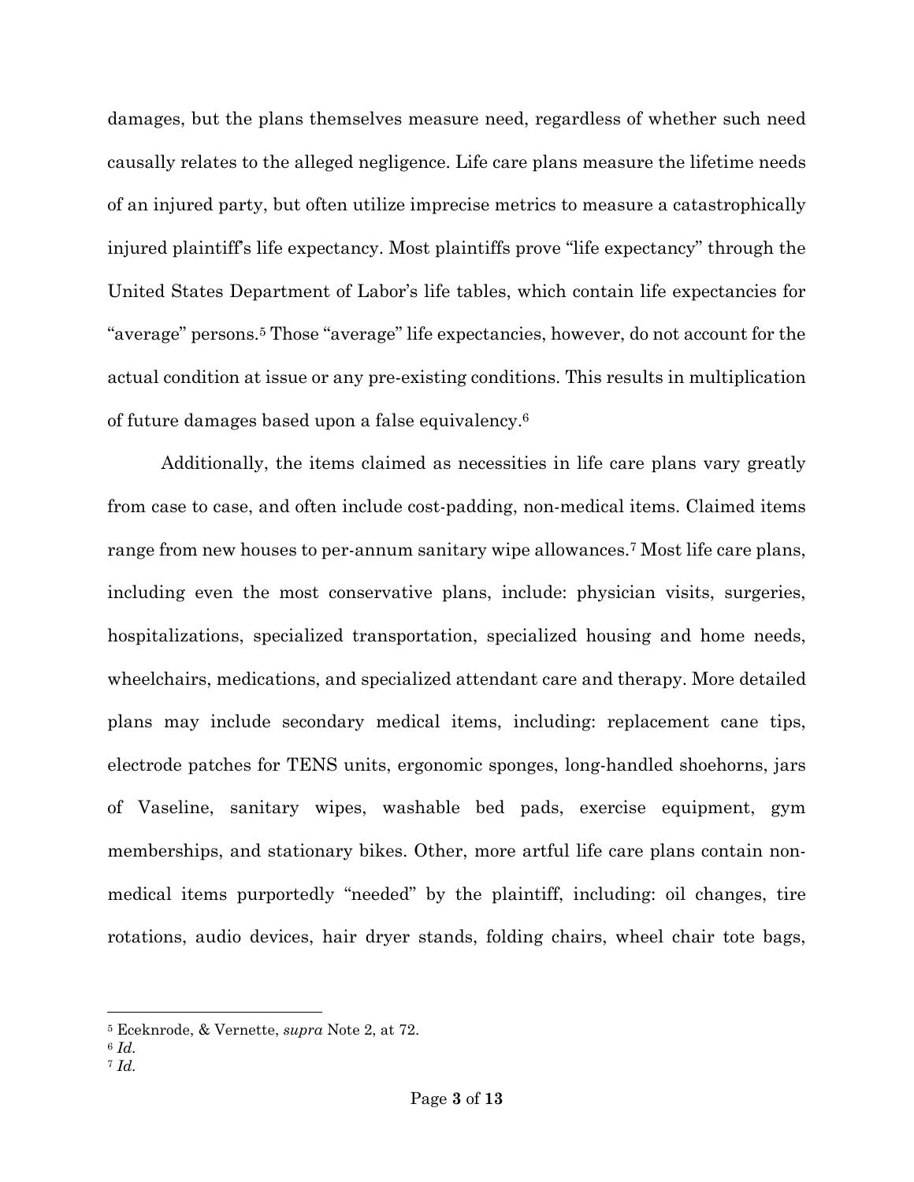damages, but the plans themselves measure need, regardless of whether such need causally relates to the alleged negligence. Life care plans measure the lifetime needs of an injured party, but often utilize imprecise metrics to measure a catastrophically injured plaintiff's life expectancy. Most plaintiffs prove "life expectancy" through the United States Department of Labor's life tables, which contain life expectancies for "average" persons.[5] Those "average" life expectancies, however, do not account for the actual condition at issue or any pre-existing conditions. This results in multiplication of future damages based upon a false equivalency.[6]

Additionally, the items claimed as necessities in life care plans vary greatly from case to case, and often include cost-padding, non-medical items. Claimed items range from new houses to per-annum sanitary wipe allowances.[7] Most life care plans, including even the most conservative plans, include: physician visits, surgeries, hospitalizations, specialized transportation, specialized housing and home needs, wheelchairs, medications, and specialized attendant care and therapy. More detailed plans may include secondary medical items, including: replacement cane tips, electrode patches for TENS units, ergonomic sponges, long-handled shoehorns, jars of Vaseline, sanitary wipes, washable bed pads, exercise equipment, gym memberships, and stationary bikes. Other, more artful life care plans contain non-medical items purportedly "needed" by the plaintiff, including: oil changes, tire rotations, audio devices, hair dryer stands, folding chairs, wheel chair tote bags,

---

[5] Eceknrode, & Vernette, *supra* Note 2, at 72.

[6] *Id.*

[7] *Id.*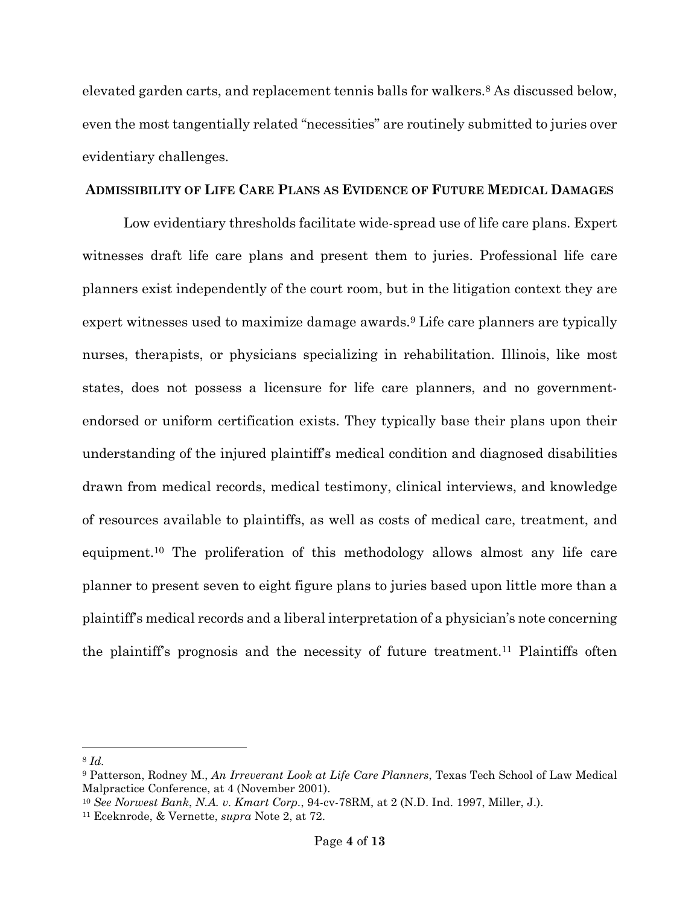elevated garden carts, and replacement tennis balls for walkers.[8] As discussed below, even the most tangentially related "necessities" are routinely submitted to juries over evidentiary challenges.

## ADMISSIBILITY OF LIFE CARE PLANS AS EVIDENCE OF FUTURE MEDICAL DAMAGES

Low evidentiary thresholds facilitate wide-spread use of life care plans. Expert witnesses draft life care plans and present them to juries. Professional life care planners exist independently of the court room, but in the litigation context they are expert witnesses used to maximize damage awards.[9] Life care planners are typically nurses, therapists, or physicians specializing in rehabilitation. Illinois, like most states, does not possess a licensure for life care planners, and no government-endorsed or uniform certification exists. They typically base their plans upon their understanding of the injured plaintiff's medical condition and diagnosed disabilities drawn from medical records, medical testimony, clinical interviews, and knowledge of resources available to plaintiffs, as well as costs of medical care, treatment, and equipment.[10] The proliferation of this methodology allows almost any life care planner to present seven to eight figure plans to juries based upon little more than a plaintiff's medical records and a liberal interpretation of a physician's note concerning the plaintiff's prognosis and the necessity of future treatment.[11] Plaintiffs often

---

[8] *Id.*

[9] Patterson, Rodney M., *An Irreverant Look at Life Care Planners*, Texas Tech School of Law Medical Malpractice Conference, at 4 (November 2001).

[10] *See Norwest Bank, N.A. v. Kmart Corp.*, 94-cv-78RM, at 2 (N.D. Ind. 1997, Miller, J.).

[11] Eceknrode, & Vernette, *supra* Note 2, at 72.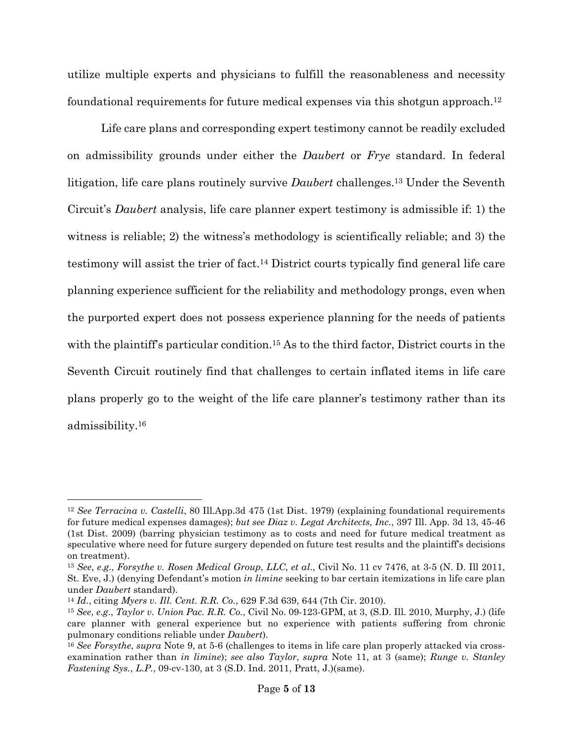utilize multiple experts and physicians to fulfill the reasonableness and necessity foundational requirements for future medical expenses via this shotgun approach.[12]

Life care plans and corresponding expert testimony cannot be readily excluded on admissibility grounds under either the *Daubert* or *Frye* standard. In federal litigation, life care plans routinely survive *Daubert* challenges.[13] Under the Seventh Circuit's *Daubert* analysis, life care planner expert testimony is admissible if: 1) the witness is reliable; 2) the witness's methodology is scientifically reliable; and 3) the testimony will assist the trier of fact.[14] District courts typically find general life care planning experience sufficient for the reliability and methodology prongs, even when the purported expert does not possess experience planning for the needs of patients with the plaintiff's particular condition.[15] As to the third factor, District courts in the Seventh Circuit routinely find that challenges to certain inflated items in life care plans properly go to the weight of the life care planner's testimony rather than its admissibility.[16]

---

[12] *See Terracina v. Castelli*, 80 Ill.App.3d 475 (1st Dist. 1979) (explaining foundational requirements for future medical expenses damages); *but see Diaz v. Legat Architects, Inc.*, 397 Ill. App. 3d 13, 45-46 (1st Dist. 2009) (barring physician testimony as to costs and need for future medical treatment as speculative where need for future surgery depended on future test results and the plaintiff's decisions on treatment).

[13] *See*, *e.g*., *Forsythe v. Rosen Medical Group*, *LLC*, *et al*., Civil No. 11 cv 7476, at 3-5 (N. D. Ill 2011, St. Eve, J.) (denying Defendant's motion *in limine* seeking to bar certain itemizations in life care plan under *Daubert* standard).

[14] *Id.*, citing *Myers v. Ill. Cent. R.R. Co.*, 629 F.3d 639, 644 (7th Cir. 2010).

[15] *See*, *e.g*., *Taylor v. Union Pac. R.R. Co.*, Civil No. 09-123-GPM, at 3, (S.D. Ill. 2010, Murphy, J.) (life care planner with general experience but no experience with patients suffering from chronic pulmonary conditions reliable under *Daubert*).

[16] *See Forsythe*, *supra* Note 9, at 5-6 (challenges to items in life care plan properly attacked via cross-examination rather than *in limine*); *see also Taylor*, *supra* Note 11, at 3 (same); *Runge v. Stanley Fastening Sys.*, *L.P.*, 09-cv-130, at 3 (S.D. Ind. 2011, Pratt, J.)(same).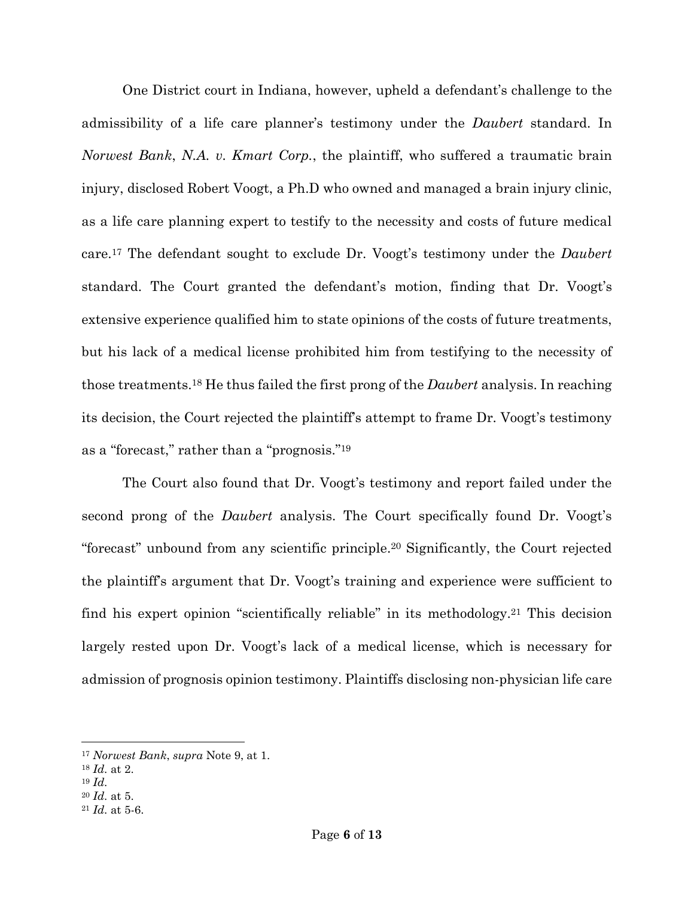One District court in Indiana, however, upheld a defendant's challenge to the admissibility of a life care planner's testimony under the *Daubert* standard. In *Norwest Bank, N.A. v. Kmart Corp.*, the plaintiff, who suffered a traumatic brain injury, disclosed Robert Voogt, a Ph.D who owned and managed a brain injury clinic, as a life care planning expert to testify to the necessity and costs of future medical care.[17] The defendant sought to exclude Dr. Voogt's testimony under the *Daubert* standard. The Court granted the defendant's motion, finding that Dr. Voogt's extensive experience qualified him to state opinions of the costs of future treatments, but his lack of a medical license prohibited him from testifying to the necessity of those treatments.[18] He thus failed the first prong of the *Daubert* analysis. In reaching its decision, the Court rejected the plaintiff's attempt to frame Dr. Voogt's testimony as a "forecast," rather than a "prognosis."[19]

The Court also found that Dr. Voogt's testimony and report failed under the second prong of the *Daubert* analysis. The Court specifically found Dr. Voogt's "forecast" unbound from any scientific principle.[20] Significantly, the Court rejected the plaintiff's argument that Dr. Voogt's training and experience were sufficient to find his expert opinion "scientifically reliable" in its methodology.[21] This decision largely rested upon Dr. Voogt's lack of a medical license, which is necessary for admission of prognosis opinion testimony. Plaintiffs disclosing non-physician life care

---

[17] *Norwest Bank*, *supra* Note 9, at 1.
[18] *Id.* at 2.
[19] *Id.*
[20] *Id.* at 5.
[21] *Id.* at 5-6.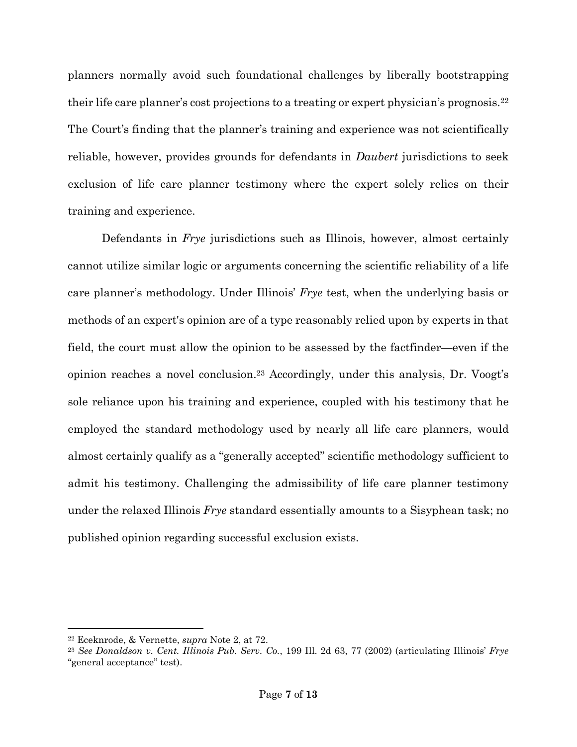planners normally avoid such foundational challenges by liberally bootstrapping their life care planner's cost projections to a treating or expert physician's prognosis.[22] The Court's finding that the planner's training and experience was not scientifically reliable, however, provides grounds for defendants in *Daubert* jurisdictions to seek exclusion of life care planner testimony where the expert solely relies on their training and experience.

Defendants in *Frye* jurisdictions such as Illinois, however, almost certainly cannot utilize similar logic or arguments concerning the scientific reliability of a life care planner's methodology. Under Illinois' *Frye* test, when the underlying basis or methods of an expert's opinion are of a type reasonably relied upon by experts in that field, the court must allow the opinion to be assessed by the factfinder—even if the opinion reaches a novel conclusion.[23] Accordingly, under this analysis, Dr. Voogt's sole reliance upon his training and experience, coupled with his testimony that he employed the standard methodology used by nearly all life care planners, would almost certainly qualify as a "generally accepted" scientific methodology sufficient to admit his testimony. Challenging the admissibility of life care planner testimony under the relaxed Illinois *Frye* standard essentially amounts to a Sisyphean task; no published opinion regarding successful exclusion exists.

---

[22] Eceknrode, & Vernette, *supra* Note 2, at 72.

[23] *See Donaldson v. Cent. Illinois Pub. Serv. Co.*, 199 Ill. 2d 63, 77 (2002) (articulating Illinois' *Frye* "general acceptance" test).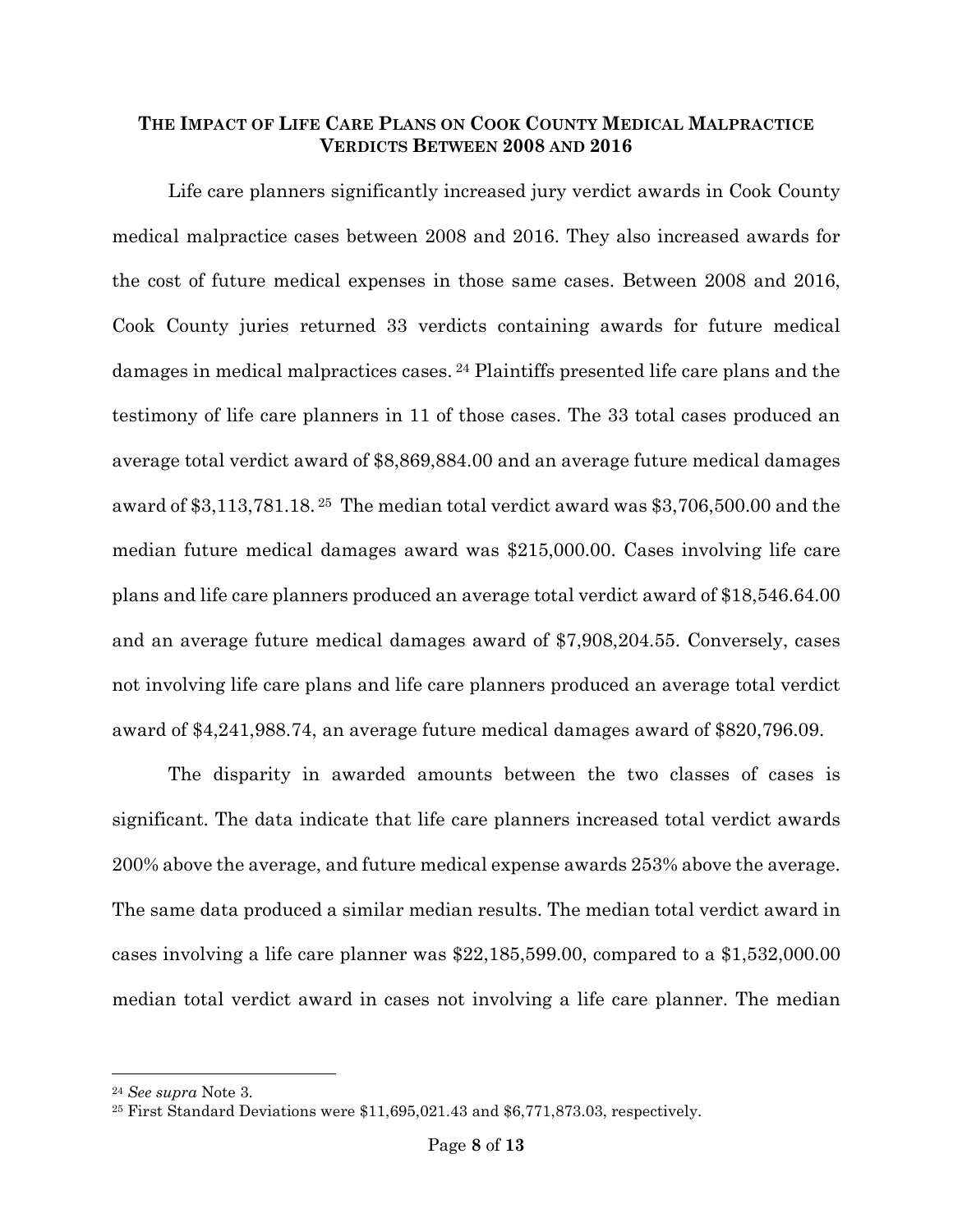### The Impact of Life Care Plans on Cook County Medical Malpractice Verdicts Between 2008 and 2016

Life care planners significantly increased jury verdict awards in Cook County medical malpractice cases between 2008 and 2016. They also increased awards for the cost of future medical expenses in those same cases. Between 2008 and 2016, Cook County juries returned 33 verdicts containing awards for future medical damages in medical malpractices cases.[24] Plaintiffs presented life care plans and the testimony of life care planners in 11 of those cases. The 33 total cases produced an average total verdict award of $8,869,884.00 and an average future medical damages award of $3,113,781.18.[25] The median total verdict award was $3,706,500.00 and the median future medical damages award was $215,000.00. Cases involving life care plans and life care planners produced an average total verdict award of $18,546.64.00 and an average future medical damages award of $7,908,204.55. Conversely, cases not involving life care plans and life care planners produced an average total verdict award of $4,241,988.74, an average future medical damages award of $820,796.09.

The disparity in awarded amounts between the two classes of cases is significant. The data indicate that life care planners increased total verdict awards 200% above the average, and future medical expense awards 253% above the average. The same data produced a similar median results. The median total verdict award in cases involving a life care planner was $22,185,599.00, compared to a $1,532,000.00 median total verdict award in cases not involving a life care planner. The median

---

[24] *See supra* Note 3.

[25] First Standard Deviations were $11,695,021.43 and $6,771,873.03, respectively.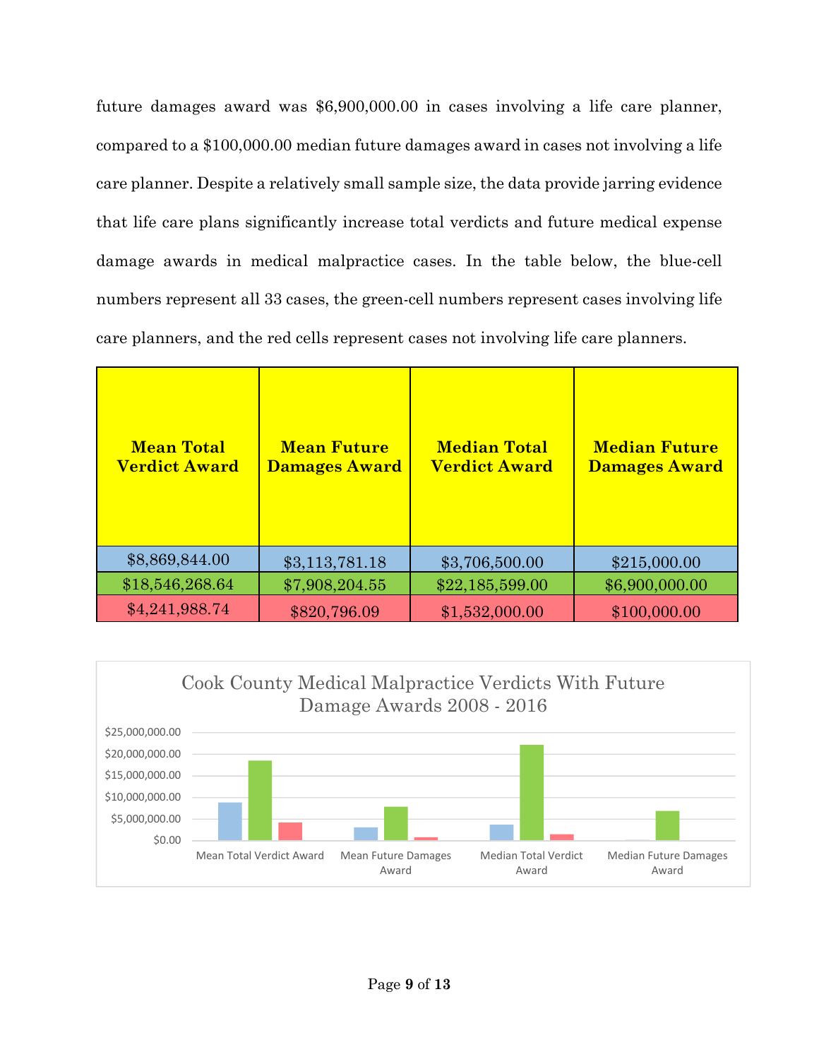future damages award was $6,900,000.00 in cases involving a life care planner, compared to a $100,000.00 median future damages award in cases not involving a life care planner. Despite a relatively small sample size, the data provide jarring evidence that life care plans significantly increase total verdicts and future medical expense damage awards in medical malpractice cases. In the table below, the blue-cell numbers represent all 33 cases, the green-cell numbers represent cases involving life care planners, and the red cells represent cases not involving life care planners.

| **Mean Total Verdict Award** | **Mean Future Damages Award** | **Median Total Verdict Award** | **Median Future Damages Award** |
|---|---|---|---|
| $8,869,844.00 | $3,113,781.18 | $3,706,500.00 | $215,000.00 |
| $18,546,268.64 | $7,908,204.55 | $22,185,599.00 | $6,900,000.00 |
| $4,241,988.74 | $820,796.09 | $1,532,000.00 | $100,000.00 |

Cook County Medical Malpractice Verdicts With Future Damage Awards 2008 - 2016

| | Mean Total Verdict Award | Mean Future Damages Award | Median Total Verdict Award | Median Future Damages Award |
|---|---|---|---|---|
| All cases (blue) | $8,869,844.00 | $3,113,781.18 | $3,706,500.00 | $215,000.00 |
| Life care planner (green) | $18,546,268.64 | $7,908,204.55 | $22,185,599.00 | $6,900,000.00 |
| No life care planner (red) | $4,241,988.74 | $820,796.09 | $1,532,000.00 | $100,000.00 |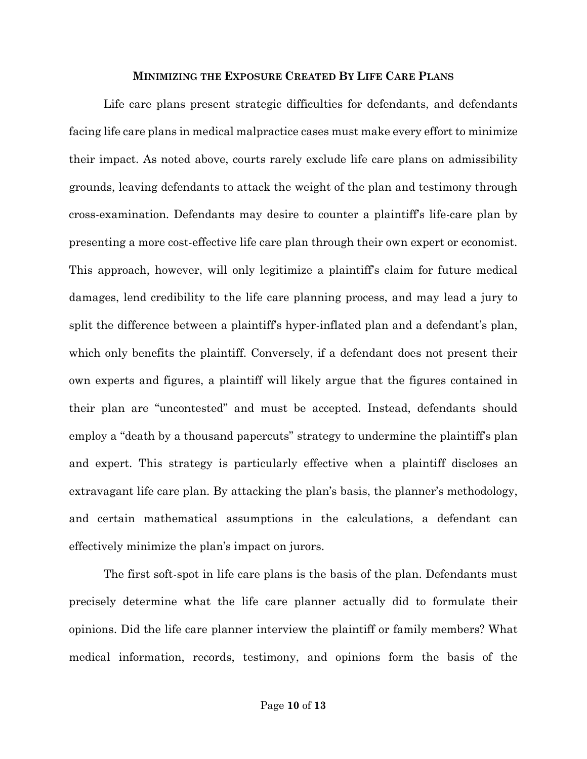## Minimizing the Exposure Created By Life Care Plans

Life care plans present strategic difficulties for defendants, and defendants facing life care plans in medical malpractice cases must make every effort to minimize their impact. As noted above, courts rarely exclude life care plans on admissibility grounds, leaving defendants to attack the weight of the plan and testimony through cross-examination. Defendants may desire to counter a plaintiff's life-care plan by presenting a more cost-effective life care plan through their own expert or economist. This approach, however, will only legitimize a plaintiff's claim for future medical damages, lend credibility to the life care planning process, and may lead a jury to split the difference between a plaintiff's hyper-inflated plan and a defendant's plan, which only benefits the plaintiff. Conversely, if a defendant does not present their own experts and figures, a plaintiff will likely argue that the figures contained in their plan are "uncontested" and must be accepted. Instead, defendants should employ a "death by a thousand papercuts" strategy to undermine the plaintiff's plan and expert. This strategy is particularly effective when a plaintiff discloses an extravagant life care plan. By attacking the plan's basis, the planner's methodology, and certain mathematical assumptions in the calculations, a defendant can effectively minimize the plan's impact on jurors.

The first soft-spot in life care plans is the basis of the plan. Defendants must precisely determine what the life care planner actually did to formulate their opinions. Did the life care planner interview the plaintiff or family members? What medical information, records, testimony, and opinions form the basis of the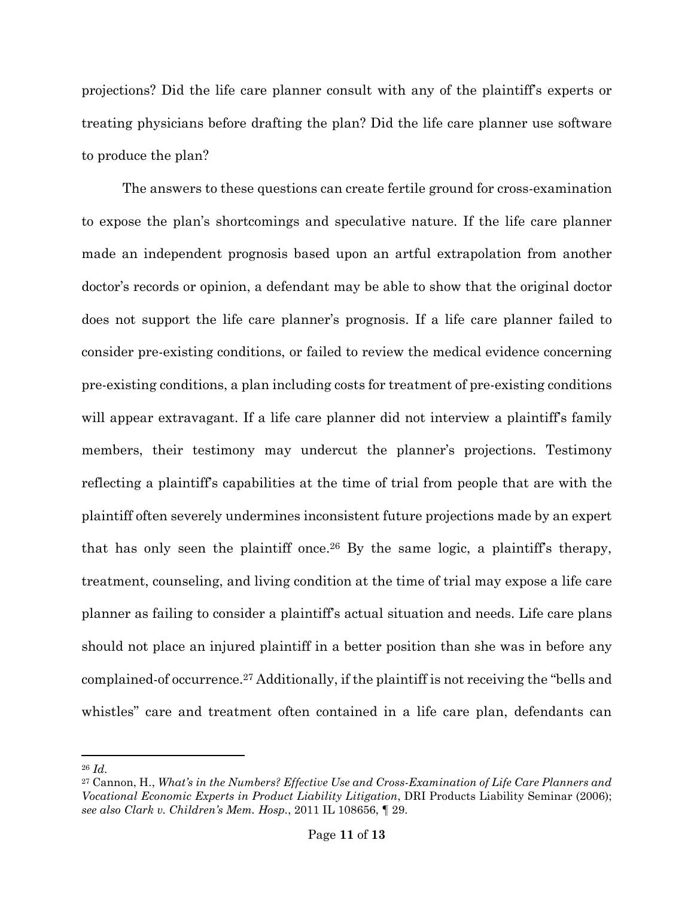projections? Did the life care planner consult with any of the plaintiff's experts or treating physicians before drafting the plan? Did the life care planner use software to produce the plan?

The answers to these questions can create fertile ground for cross-examination to expose the plan's shortcomings and speculative nature. If the life care planner made an independent prognosis based upon an artful extrapolation from another doctor's records or opinion, a defendant may be able to show that the original doctor does not support the life care planner's prognosis. If a life care planner failed to consider pre-existing conditions, or failed to review the medical evidence concerning pre-existing conditions, a plan including costs for treatment of pre-existing conditions will appear extravagant. If a life care planner did not interview a plaintiff's family members, their testimony may undercut the planner's projections. Testimony reflecting a plaintiff's capabilities at the time of trial from people that are with the plaintiff often severely undermines inconsistent future projections made by an expert that has only seen the plaintiff once.[26] By the same logic, a plaintiff's therapy, treatment, counseling, and living condition at the time of trial may expose a life care planner as failing to consider a plaintiff's actual situation and needs. Life care plans should not place an injured plaintiff in a better position than she was in before any complained-of occurrence.[27] Additionally, if the plaintiff is not receiving the "bells and whistles" care and treatment often contained in a life care plan, defendants can

---

[26] *Id.*

[27] Cannon, H., *What's in the Numbers? Effective Use and Cross-Examination of Life Care Planners and Vocational Economic Experts in Product Liability Litigation*, DRI Products Liability Seminar (2006); *see also Clark v. Children's Mem. Hosp.*, 2011 IL 108656, ¶ 29.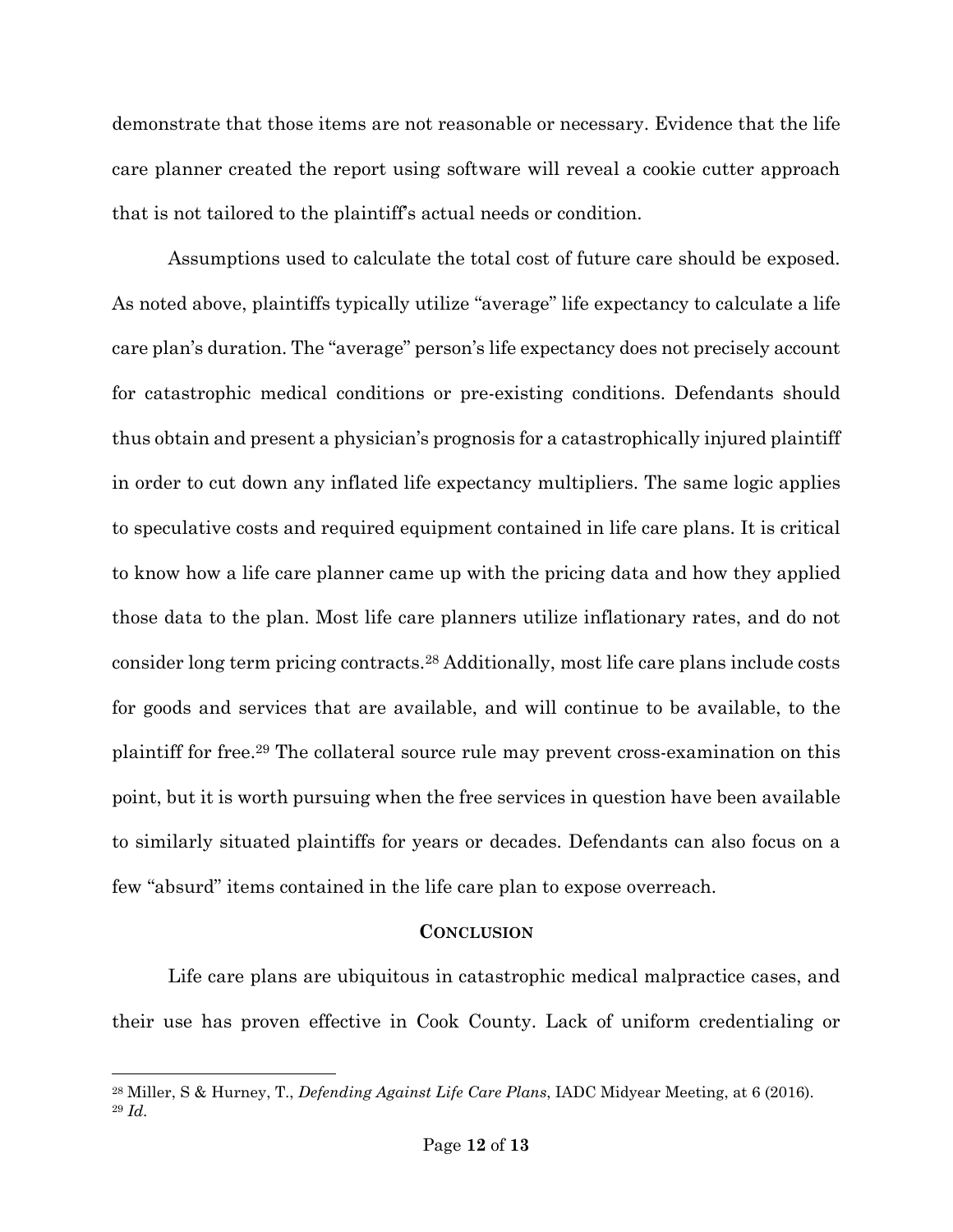demonstrate that those items are not reasonable or necessary. Evidence that the life care planner created the report using software will reveal a cookie cutter approach that is not tailored to the plaintiff's actual needs or condition.

Assumptions used to calculate the total cost of future care should be exposed. As noted above, plaintiffs typically utilize "average" life expectancy to calculate a life care plan's duration. The "average" person's life expectancy does not precisely account for catastrophic medical conditions or pre-existing conditions. Defendants should thus obtain and present a physician's prognosis for a catastrophically injured plaintiff in order to cut down any inflated life expectancy multipliers. The same logic applies to speculative costs and required equipment contained in life care plans. It is critical to know how a life care planner came up with the pricing data and how they applied those data to the plan. Most life care planners utilize inflationary rates, and do not consider long term pricing contracts.[28] Additionally, most life care plans include costs for goods and services that are available, and will continue to be available, to the plaintiff for free.[29] The collateral source rule may prevent cross-examination on this point, but it is worth pursuing when the free services in question have been available to similarly situated plaintiffs for years or decades. Defendants can also focus on a few "absurd" items contained in the life care plan to expose overreach.

## CONCLUSION

Life care plans are ubiquitous in catastrophic medical malpractice cases, and their use has proven effective in Cook County. Lack of uniform credentialing or

---

[28] Miller, S & Hurney, T., *Defending Against Life Care Plans*, IADC Midyear Meeting, at 6 (2016).

[29] *Id.*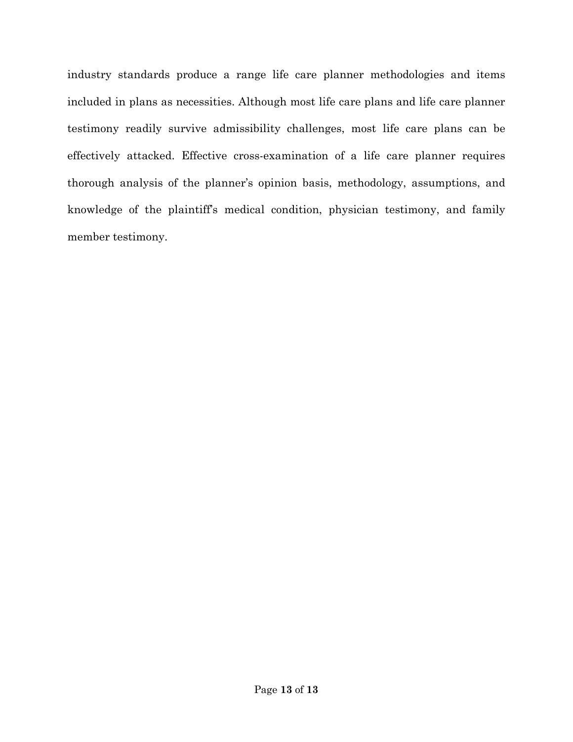industry standards produce a range life care planner methodologies and items included in plans as necessities. Although most life care plans and life care planner testimony readily survive admissibility challenges, most life care plans can be effectively attacked. Effective cross-examination of a life care planner requires thorough analysis of the planner's opinion basis, methodology, assumptions, and knowledge of the plaintiff's medical condition, physician testimony, and family member testimony.